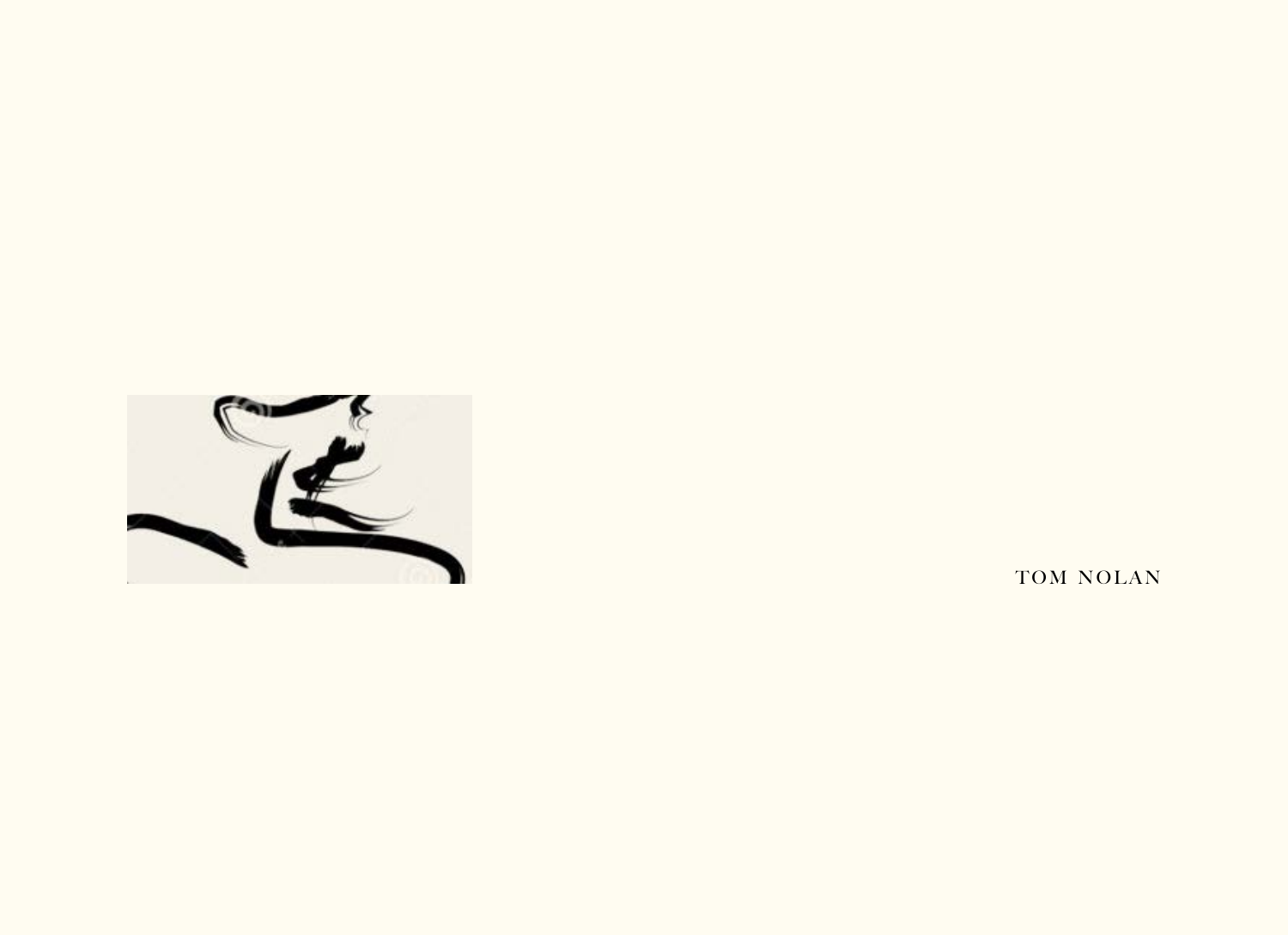TOM NOLAN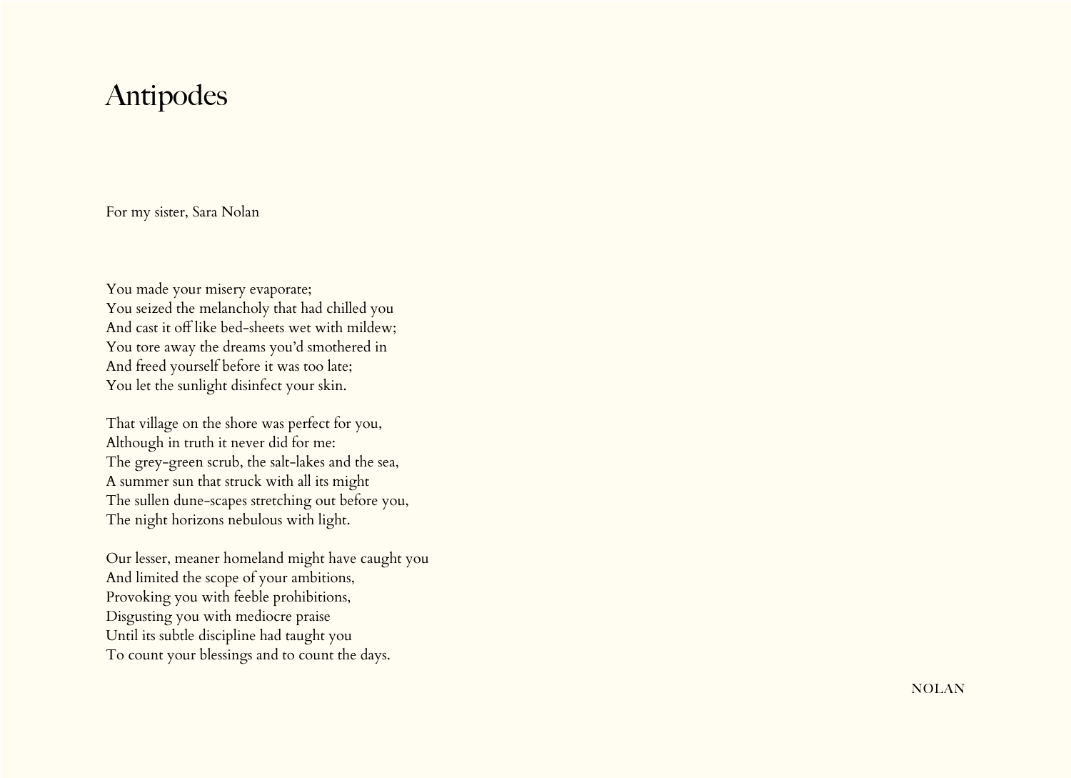# Antipodes

For my sister, Sara Nolan

You made your misery evaporate;
You seized the melancholy that had chilled you
And cast it off like bed-sheets wet with mildew;
You tore away the dreams you'd smothered in
And freed yourself before it was too late;
You let the sunlight disinfect your skin.

That village on the shore was perfect for you,
Although in truth it never did for me:
The grey-green scrub, the salt-lakes and the sea,
A summer sun that struck with all its might
The sullen dune-scapes stretching out before you,
The night horizons nebulous with light.

Our lesser, meaner homeland might have caught you
And limited the scope of your ambitions,
Provoking you with feeble prohibitions,
Disgusting you with mediocre praise
Until its subtle discipline had taught you
To count your blessings and to count the days.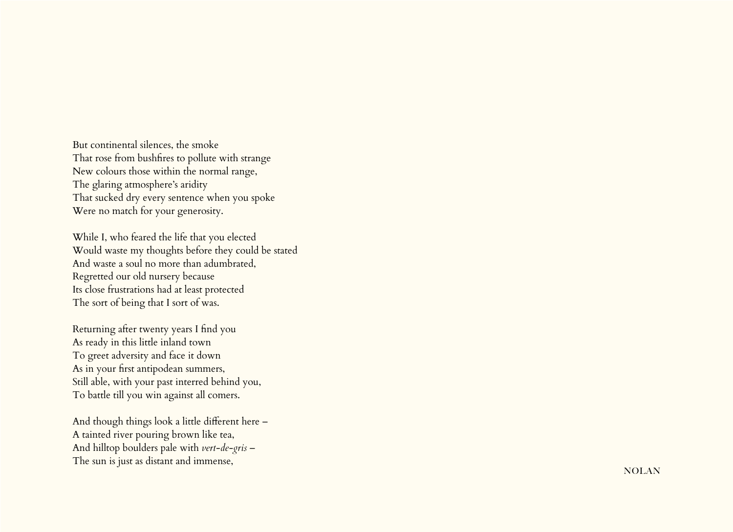But continental silences, the smoke
That rose from bushfires to pollute with strange
New colours those within the normal range,
The glaring atmosphere's aridity
That sucked dry every sentence when you spoke
Were no match for your generosity.

While I, who feared the life that you elected
Would waste my thoughts before they could be stated
And waste a soul no more than adumbrated,
Regretted our old nursery because
Its close frustrations had at least protected
The sort of being that I sort of was.

Returning after twenty years I find you
As ready in this little inland town
To greet adversity and face it down
As in your first antipodean summers,
Still able, with your past interred behind you,
To battle till you win against all comers.

And though things look a little different here –
A tainted river pouring brown like tea,
And hilltop boulders pale with *vert-de-gris* –
The sun is just as distant and immense,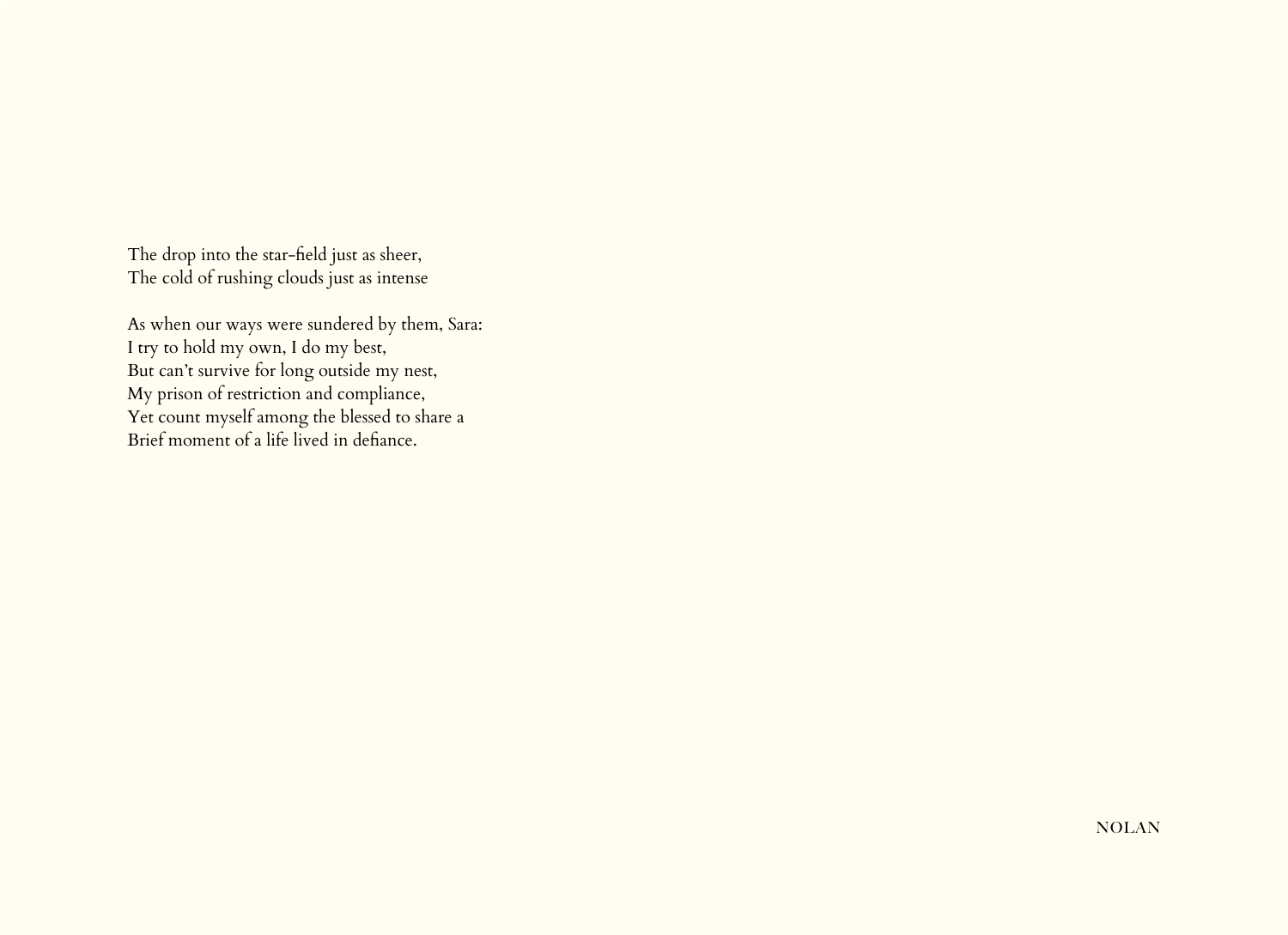The drop into the star-field just as sheer,
The cold of rushing clouds just as intense

As when our ways were sundered by them, Sara:
I try to hold my own, I do my best,
But can't survive for long outside my nest,
My prison of restriction and compliance,
Yet count myself among the blessed to share a
Brief moment of a life lived in defiance.